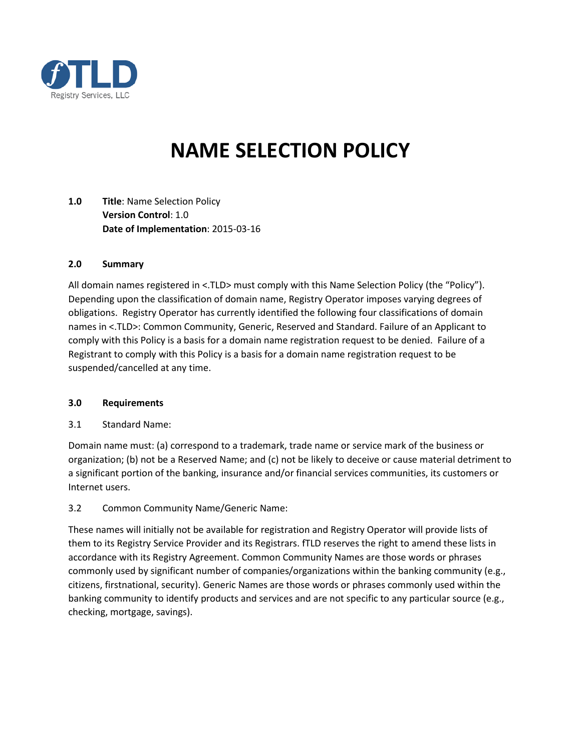fTLD Registry Services, LLC

# NAME SELECTION POLICY

**1.0** **Title**: Name Selection Policy
**Version Control**: 1.0
**Date of Implementation**: 2015-03-16

## 2.0 Summary

All domain names registered in <.TLD> must comply with this Name Selection Policy (the "Policy"). Depending upon the classification of domain name, Registry Operator imposes varying degrees of obligations. Registry Operator has currently identified the following four classifications of domain names in <.TLD>: Common Community, Generic, Reserved and Standard. Failure of an Applicant to comply with this Policy is a basis for a domain name registration request to be denied. Failure of a Registrant to comply with this Policy is a basis for a domain name registration request to be suspended/cancelled at any time.

## 3.0 Requirements

3.1 Standard Name:

Domain name must: (a) correspond to a trademark, trade name or service mark of the business or organization; (b) not be a Reserved Name; and (c) not be likely to deceive or cause material detriment to a significant portion of the banking, insurance and/or financial services communities, its customers or Internet users.

3.2 Common Community Name/Generic Name:

These names will initially not be available for registration and Registry Operator will provide lists of them to its Registry Service Provider and its Registrars. fTLD reserves the right to amend these lists in accordance with its Registry Agreement. Common Community Names are those words or phrases commonly used by significant number of companies/organizations within the banking community (e.g., citizens, firstnational, security). Generic Names are those words or phrases commonly used within the banking community to identify products and services and are not specific to any particular source (e.g., checking, mortgage, savings).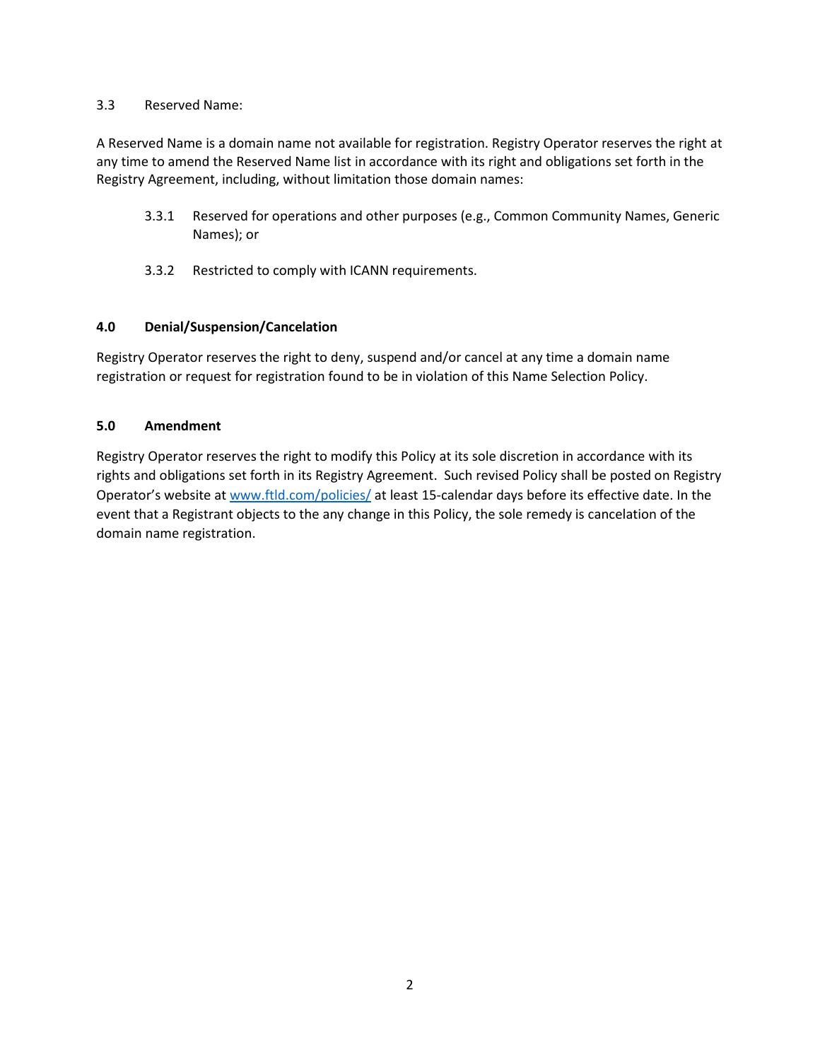3.3 Reserved Name:

A Reserved Name is a domain name not available for registration. Registry Operator reserves the right at any time to amend the Reserved Name list in accordance with its right and obligations set forth in the Registry Agreement, including, without limitation those domain names:

- 3.3.1 Reserved for operations and other purposes (e.g., Common Community Names, Generic Names); or
- 3.3.2 Restricted to comply with ICANN requirements.

### **4.0 Denial/Suspension/Cancelation**

Registry Operator reserves the right to deny, suspend and/or cancel at any time a domain name registration or request for registration found to be in violation of this Name Selection Policy.

### **5.0 Amendment**

Registry Operator reserves the right to modify this Policy at its sole discretion in accordance with its rights and obligations set forth in its Registry Agreement. Such revised Policy shall be posted on Registry Operator's website at [www.ftld.com/policies/](www.ftld.com/policies/) at least 15-calendar days before its effective date. In the event that a Registrant objects to the any change in this Policy, the sole remedy is cancelation of the domain name registration.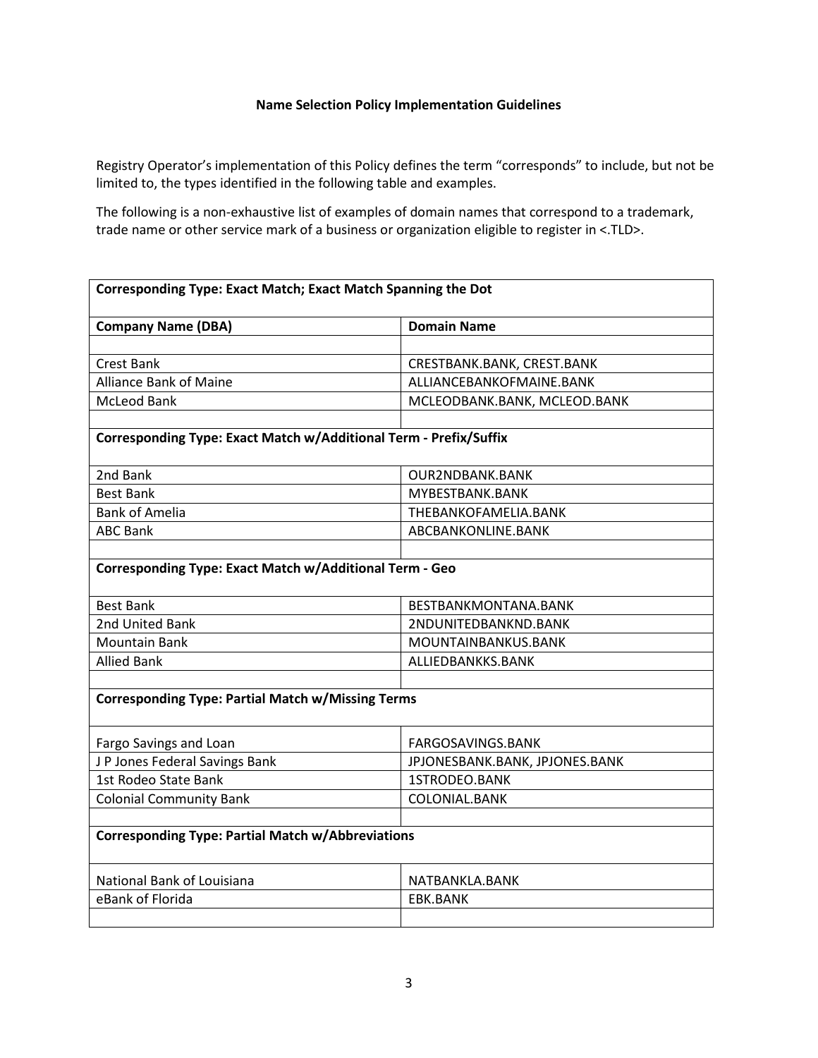### Name Selection Policy Implementation Guidelines

Registry Operator's implementation of this Policy defines the term "corresponds" to include, but not be limited to, the types identified in the following table and examples.

The following is a non-exhaustive list of examples of domain names that correspond to a trademark, trade name or other service mark of a business or organization eligible to register in <.TLD>.

| **Corresponding Type: Exact Match; Exact Match Spanning the Dot** | |
|---|---|
| **Company Name (DBA)** | **Domain Name** |
| | |
| Crest Bank | CRESTBANK.BANK, CREST.BANK |
| Alliance Bank of Maine | ALLIANCEBANKOFMAINE.BANK |
| McLeod Bank | MCLEODBANK.BANK, MCLEOD.BANK |
| | |
| **Corresponding Type: Exact Match w/Additional Term - Prefix/Suffix** | |
| 2nd Bank | OUR2NDBANK.BANK |
| Best Bank | MYBESTBANK.BANK |
| Bank of Amelia | THEBANKOFAMELIA.BANK |
| ABC Bank | ABCBANKONLINE.BANK |
| | |
| **Corresponding Type: Exact Match w/Additional Term - Geo** | |
| Best Bank | BESTBANKMONTANA.BANK |
| 2nd United Bank | 2NDUNITEDBANKND.BANK |
| Mountain Bank | MOUNTAINBANKUS.BANK |
| Allied Bank | ALLIEDBANKKS.BANK |
| | |
| **Corresponding Type: Partial Match w/Missing Terms** | |
| Fargo Savings and Loan | FARGOSAVINGS.BANK |
| J P Jones Federal Savings Bank | JPJONESBANK.BANK, JPJONES.BANK |
| 1st Rodeo State Bank | 1STRODEO.BANK |
| Colonial Community Bank | COLONIAL.BANK |
| | |
| **Corresponding Type: Partial Match w/Abbreviations** | |
| National Bank of Louisiana | NATBANKLA.BANK |
| eBank of Florida | EBK.BANK |
| | |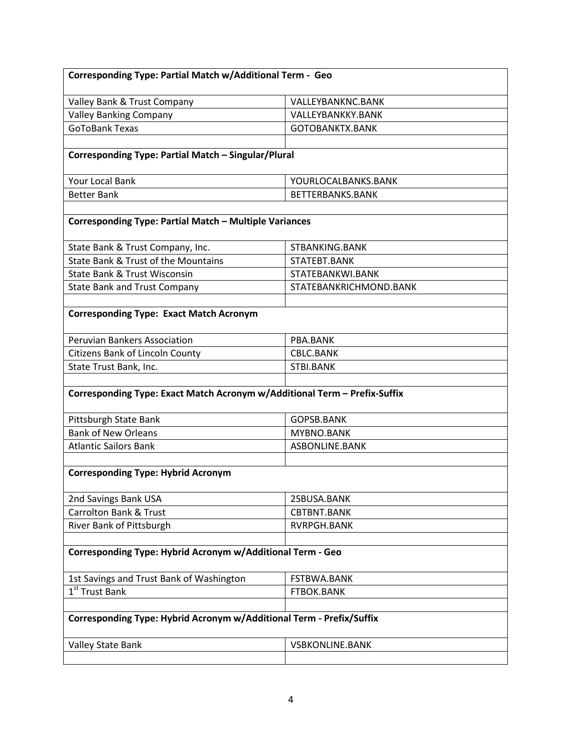| | |
|---|---|
| **Corresponding Type: Partial Match w/Additional Term - Geo** | |
| Valley Bank & Trust Company | VALLEYBANKNC.BANK |
| Valley Banking Company | VALLEYBANKKY.BANK |
| GoToBank Texas | GOTOBANKTX.BANK |
| | |
| **Corresponding Type: Partial Match – Singular/Plural** | |
| Your Local Bank | YOURLOCALBANKS.BANK |
| Better Bank | BETTERBANKS.BANK |
| | |
| **Corresponding Type: Partial Match – Multiple Variances** | |
| State Bank & Trust Company, Inc. | STBANKING.BANK |
| State Bank & Trust of the Mountains | STATEBT.BANK |
| State Bank & Trust Wisconsin | STATEBANKWI.BANK |
| State Bank and Trust Company | STATEBANKRICHMOND.BANK |
| | |
| **Corresponding Type: Exact Match Acronym** | |
| Peruvian Bankers Association | PBA.BANK |
| Citizens Bank of Lincoln County | CBLC.BANK |
| State Trust Bank, Inc. | STBI.BANK |
| | |
| **Corresponding Type: Exact Match Acronym w/Additional Term – Prefix-Suffix** | |
| Pittsburgh State Bank | GOPSB.BANK |
| Bank of New Orleans | MYBNO.BANK |
| Atlantic Sailors Bank | ASBONLINE.BANK |
| | |
| **Corresponding Type: Hybrid Acronym** | |
| 2nd Savings Bank USA | 2SBUSA.BANK |
| Carrolton Bank & Trust | CBTBNT.BANK |
| River Bank of Pittsburgh | RVRPGH.BANK |
| | |
| **Corresponding Type: Hybrid Acronym w/Additional Term - Geo** | |
| 1st Savings and Trust Bank of Washington | FSTBWA.BANK |
| 1st Trust Bank | FTBOK.BANK |
| | |
| **Corresponding Type: Hybrid Acronym w/Additional Term - Prefix/Suffix** | |
| Valley State Bank | VSBKONLINE.BANK |
| | |